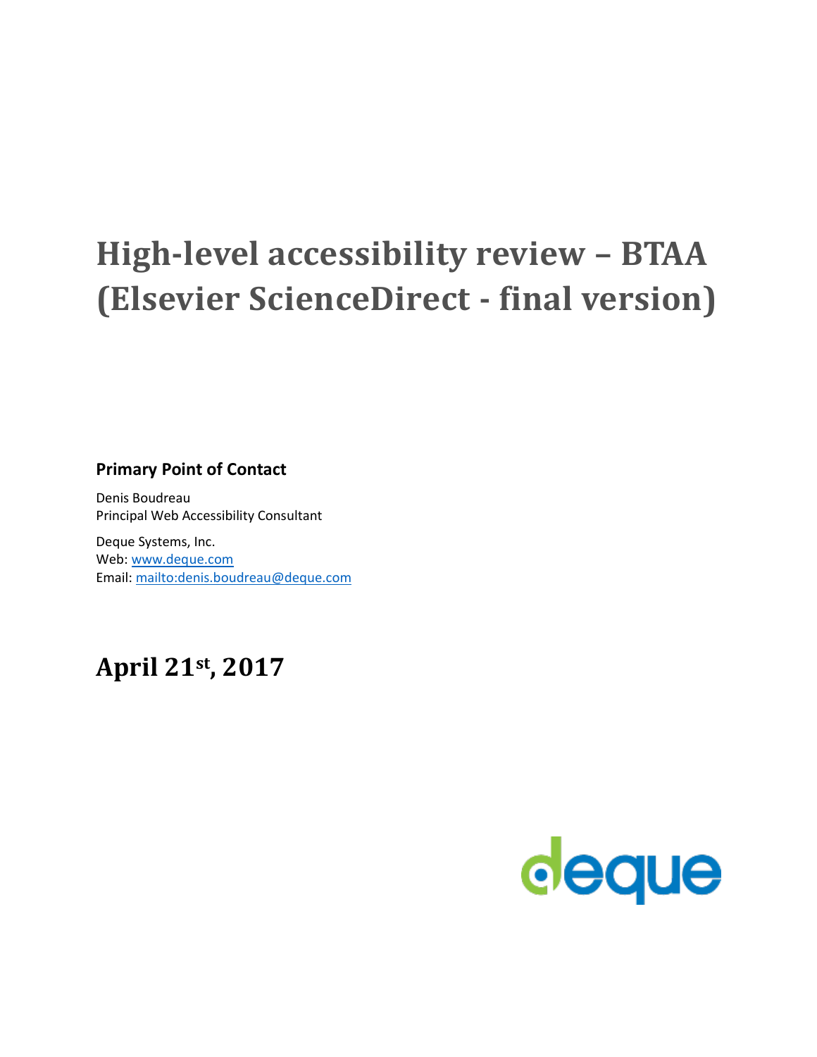# High-level accessibility review – BTAA (Elsevier ScienceDirect - final version)

**Primary Point of Contact**

Denis Boudreau
Principal Web Accessibility Consultant

Deque Systems, Inc.
Web: [www.deque.com](http://www.deque.com)
Email: [mailto:denis.boudreau@deque.com](mailto:denis.boudreau@deque.com)

## April 21st, 2017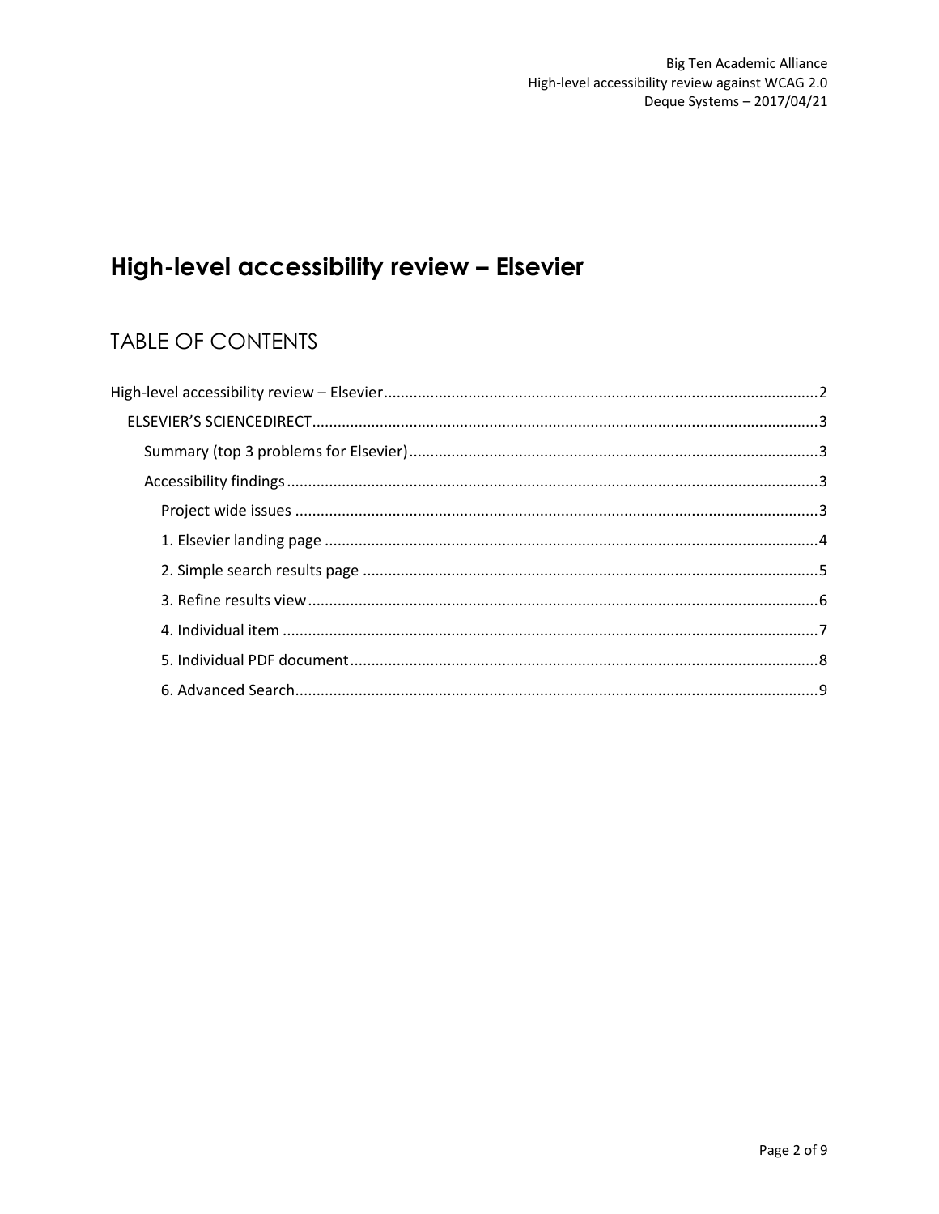# High-level accessibility review – Elsevier

## TABLE OF CONTENTS

High-level accessibility review – Elsevier ..... 2

- ELSEVIER'S SCIENCEDIRECT ..... 3
  - Summary (top 3 problems for Elsevier) ..... 3
  - Accessibility findings ..... 3
    - Project wide issues ..... 3
    - 1. Elsevier landing page ..... 4
    - 2. Simple search results page ..... 5
    - 3. Refine results view ..... 6
    - 4. Individual item ..... 7
    - 5. Individual PDF document ..... 8
    - 6. Advanced Search ..... 9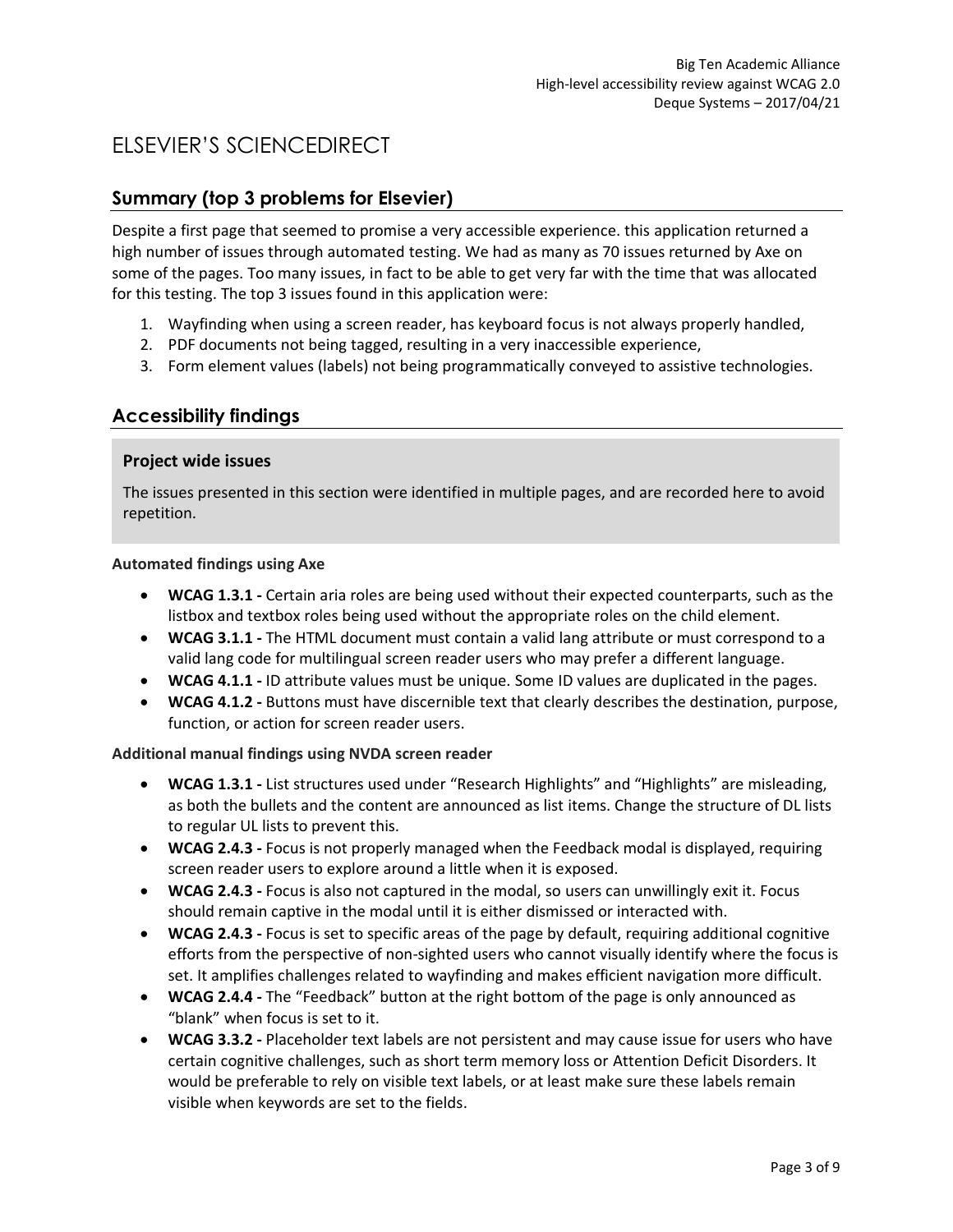# ELSEVIER'S SCIENCEDIRECT

## Summary (top 3 problems for Elsevier)

Despite a first page that seemed to promise a very accessible experience. this application returned a high number of issues through automated testing. We had as many as 70 issues returned by Axe on some of the pages. Too many issues, in fact to be able to get very far with the time that was allocated for this testing. The top 3 issues found in this application were:

1. Wayfinding when using a screen reader, has keyboard focus is not always properly handled,
2. PDF documents not being tagged, resulting in a very inaccessible experience,
3. Form element values (labels) not being programmatically conveyed to assistive technologies.

## Accessibility findings

### Project wide issues

The issues presented in this section were identified in multiple pages, and are recorded here to avoid repetition.

**Automated findings using Axe**

- **WCAG 1.3.1 -** Certain aria roles are being used without their expected counterparts, such as the listbox and textbox roles being used without the appropriate roles on the child element.
- **WCAG 3.1.1 -** The HTML document must contain a valid lang attribute or must correspond to a valid lang code for multilingual screen reader users who may prefer a different language.
- **WCAG 4.1.1 -** ID attribute values must be unique. Some ID values are duplicated in the pages.
- **WCAG 4.1.2 -** Buttons must have discernible text that clearly describes the destination, purpose, function, or action for screen reader users.

**Additional manual findings using NVDA screen reader**

- **WCAG 1.3.1 -** List structures used under "Research Highlights" and "Highlights" are misleading, as both the bullets and the content are announced as list items. Change the structure of DL lists to regular UL lists to prevent this.
- **WCAG 2.4.3 -** Focus is not properly managed when the Feedback modal is displayed, requiring screen reader users to explore around a little when it is exposed.
- **WCAG 2.4.3 -** Focus is also not captured in the modal, so users can unwillingly exit it. Focus should remain captive in the modal until it is either dismissed or interacted with.
- **WCAG 2.4.3 -** Focus is set to specific areas of the page by default, requiring additional cognitive efforts from the perspective of non-sighted users who cannot visually identify where the focus is set. It amplifies challenges related to wayfinding and makes efficient navigation more difficult.
- **WCAG 2.4.4 -** The "Feedback" button at the right bottom of the page is only announced as "blank" when focus is set to it.
- **WCAG 3.3.2 -** Placeholder text labels are not persistent and may cause issue for users who have certain cognitive challenges, such as short term memory loss or Attention Deficit Disorders. It would be preferable to rely on visible text labels, or at least make sure these labels remain visible when keywords are set to the fields.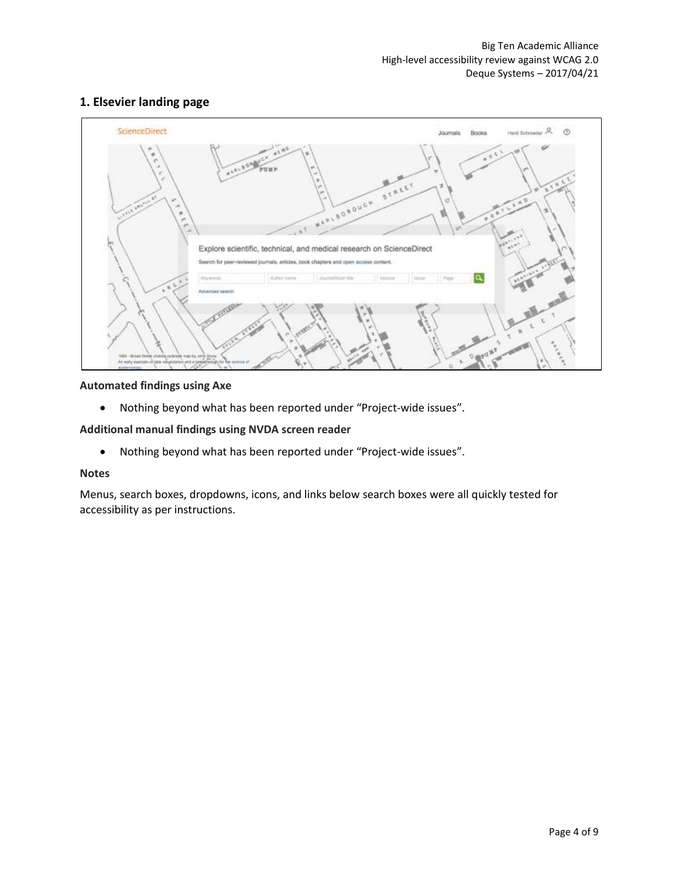## 1. Elsevier landing page

**Automated findings using Axe**

- Nothing beyond what has been reported under “Project-wide issues”.

**Additional manual findings using NVDA screen reader**

- Nothing beyond what has been reported under “Project-wide issues”.

**Notes**

Menus, search boxes, dropdowns, icons, and links below search boxes were all quickly tested for accessibility as per instructions.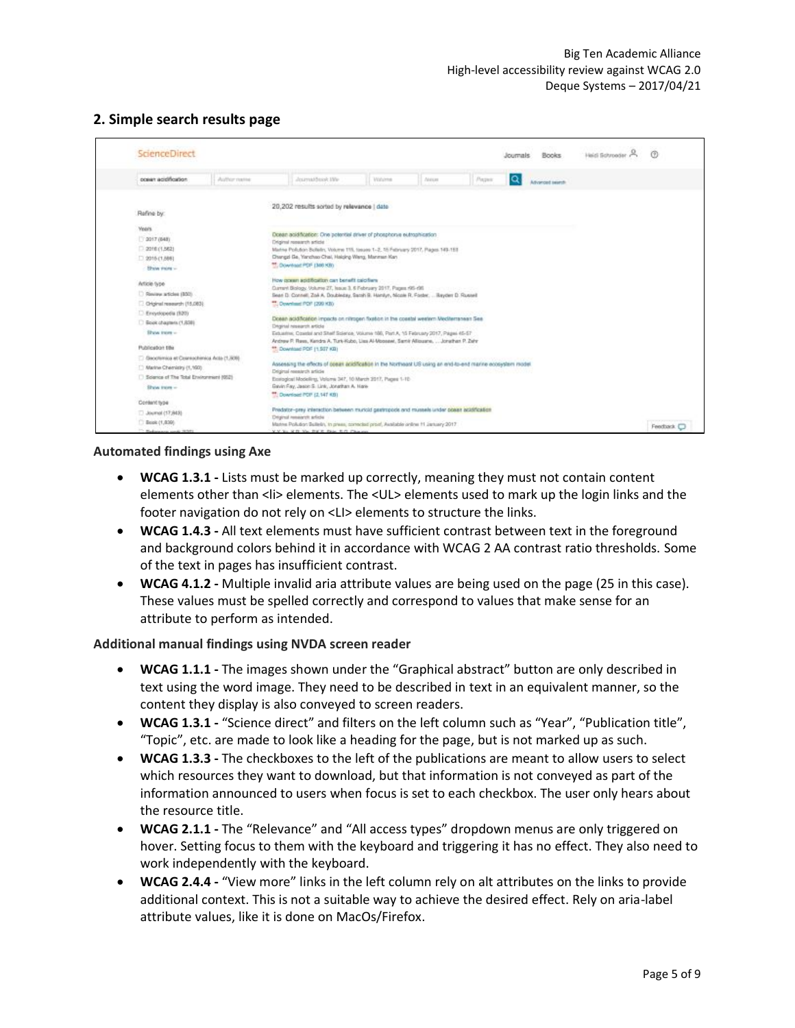## 2. Simple search results page

**Automated findings using Axe**

- **WCAG 1.3.1 -** Lists must be marked up correctly, meaning they must not contain content elements other than <li> elements. The <UL> elements used to mark up the login links and the footer navigation do not rely on <LI> elements to structure the links.
- **WCAG 1.4.3 -** All text elements must have sufficient contrast between text in the foreground and background colors behind it in accordance with WCAG 2 AA contrast ratio thresholds. Some of the text in pages has insufficient contrast.
- **WCAG 4.1.2 -** Multiple invalid aria attribute values are being used on the page (25 in this case). These values must be spelled correctly and correspond to values that make sense for an attribute to perform as intended.

**Additional manual findings using NVDA screen reader**

- **WCAG 1.1.1 -** The images shown under the "Graphical abstract" button are only described in text using the word image. They need to be described in text in an equivalent manner, so the content they display is also conveyed to screen readers.
- **WCAG 1.3.1 -** "Science direct" and filters on the left column such as "Year", "Publication title", "Topic", etc. are made to look like a heading for the page, but is not marked up as such.
- **WCAG 1.3.3 -** The checkboxes to the left of the publications are meant to allow users to select which resources they want to download, but that information is not conveyed as part of the information announced to users when focus is set to each checkbox. The user only hears about the resource title.
- **WCAG 2.1.1 -** The "Relevance" and "All access types" dropdown menus are only triggered on hover. Setting focus to them with the keyboard and triggering it has no effect. They also need to work independently with the keyboard.
- **WCAG 2.4.4 -** "View more" links in the left column rely on alt attributes on the links to provide additional context. This is not a suitable way to achieve the desired effect. Rely on aria-label attribute values, like it is done on MacOs/Firefox.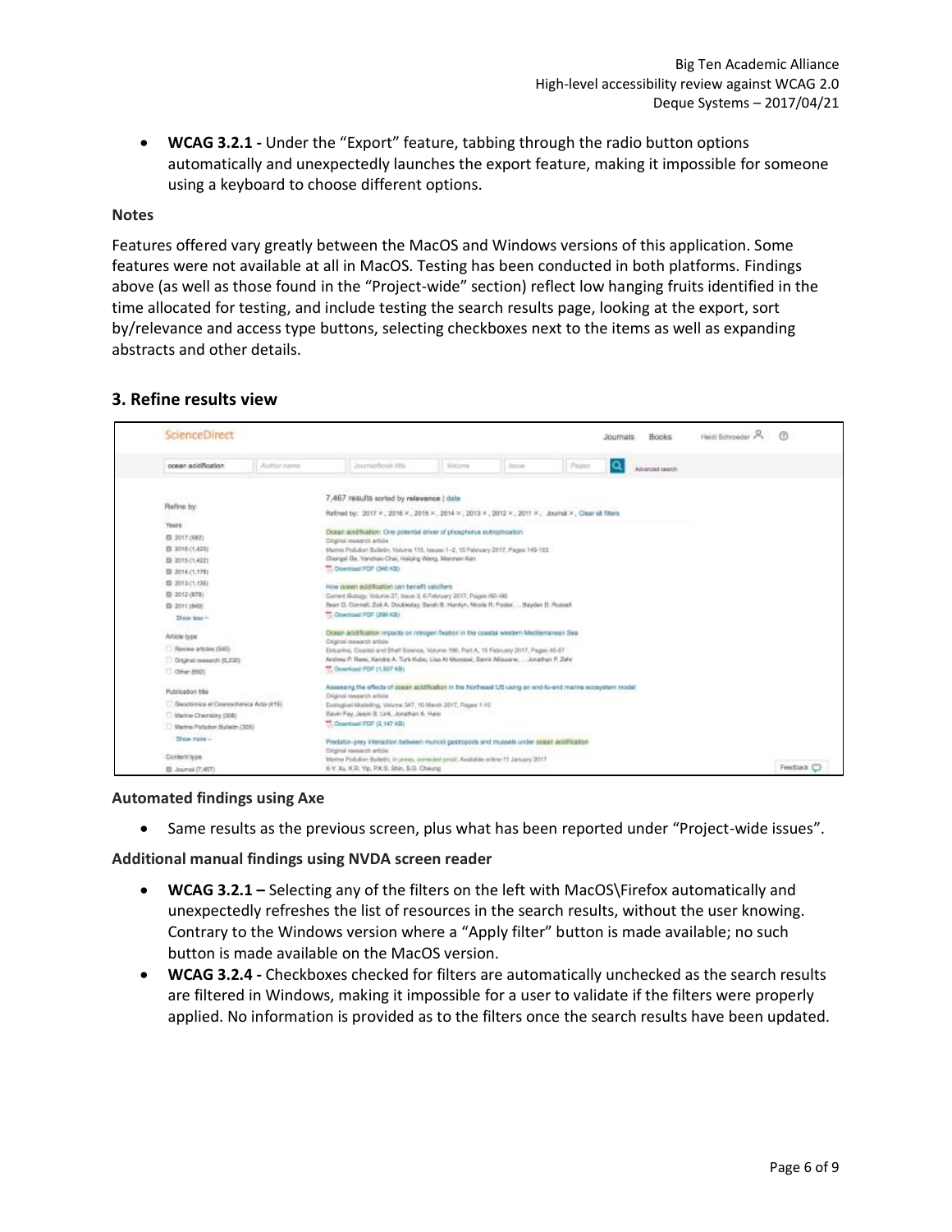- **WCAG 3.2.1 -** Under the "Export" feature, tabbing through the radio button options automatically and unexpectedly launches the export feature, making it impossible for someone using a keyboard to choose different options.

**Notes**

Features offered vary greatly between the MacOS and Windows versions of this application. Some features were not available at all in MacOS. Testing has been conducted in both platforms. Findings above (as well as those found in the "Project-wide" section) reflect low hanging fruits identified in the time allocated for testing, and include testing the search results page, looking at the export, sort by/relevance and access type buttons, selecting checkboxes next to the items as well as expanding abstracts and other details.

## 3. Refine results view

**Automated findings using Axe**

- Same results as the previous screen, plus what has been reported under "Project-wide issues".

**Additional manual findings using NVDA screen reader**

- **WCAG 3.2.1 –** Selecting any of the filters on the left with MacOS\Firefox automatically and unexpectedly refreshes the list of resources in the search results, without the user knowing. Contrary to the Windows version where a "Apply filter" button is made available; no such button is made available on the MacOS version.
- **WCAG 3.2.4 -** Checkboxes checked for filters are automatically unchecked as the search results are filtered in Windows, making it impossible for a user to validate if the filters were properly applied. No information is provided as to the filters once the search results have been updated.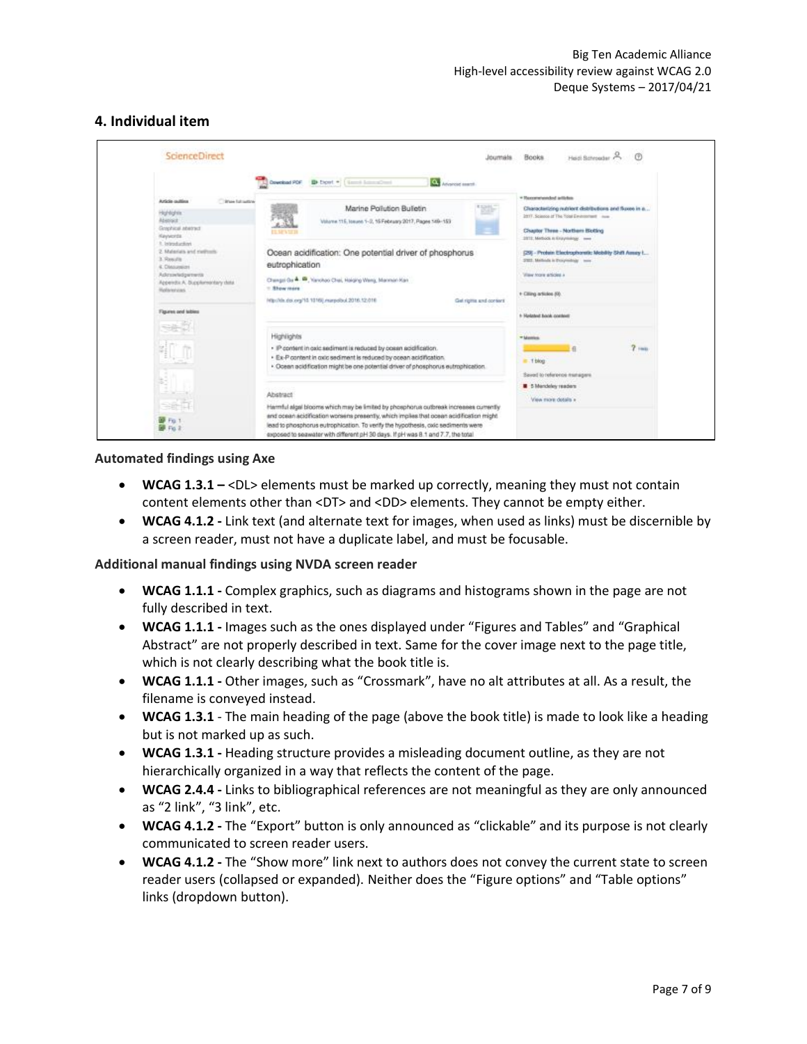## 4. Individual item

**Automated findings using Axe**

- **WCAG 1.3.1 –** <DL> elements must be marked up correctly, meaning they must not contain content elements other than <DT> and <DD> elements. They cannot be empty either.
- **WCAG 4.1.2 -** Link text (and alternate text for images, when used as links) must be discernible by a screen reader, must not have a duplicate label, and must be focusable.

**Additional manual findings using NVDA screen reader**

- **WCAG 1.1.1 -** Complex graphics, such as diagrams and histograms shown in the page are not fully described in text.
- **WCAG 1.1.1 -** Images such as the ones displayed under "Figures and Tables" and "Graphical Abstract" are not properly described in text. Same for the cover image next to the page title, which is not clearly describing what the book title is.
- **WCAG 1.1.1 -** Other images, such as "Crossmark", have no alt attributes at all. As a result, the filename is conveyed instead.
- **WCAG 1.3.1** - The main heading of the page (above the book title) is made to look like a heading but is not marked up as such.
- **WCAG 1.3.1 -** Heading structure provides a misleading document outline, as they are not hierarchically organized in a way that reflects the content of the page.
- **WCAG 2.4.4 -** Links to bibliographical references are not meaningful as they are only announced as "2 link", "3 link", etc.
- **WCAG 4.1.2 -** The "Export" button is only announced as "clickable" and its purpose is not clearly communicated to screen reader users.
- **WCAG 4.1.2 -** The "Show more" link next to authors does not convey the current state to screen reader users (collapsed or expanded). Neither does the "Figure options" and "Table options" links (dropdown button).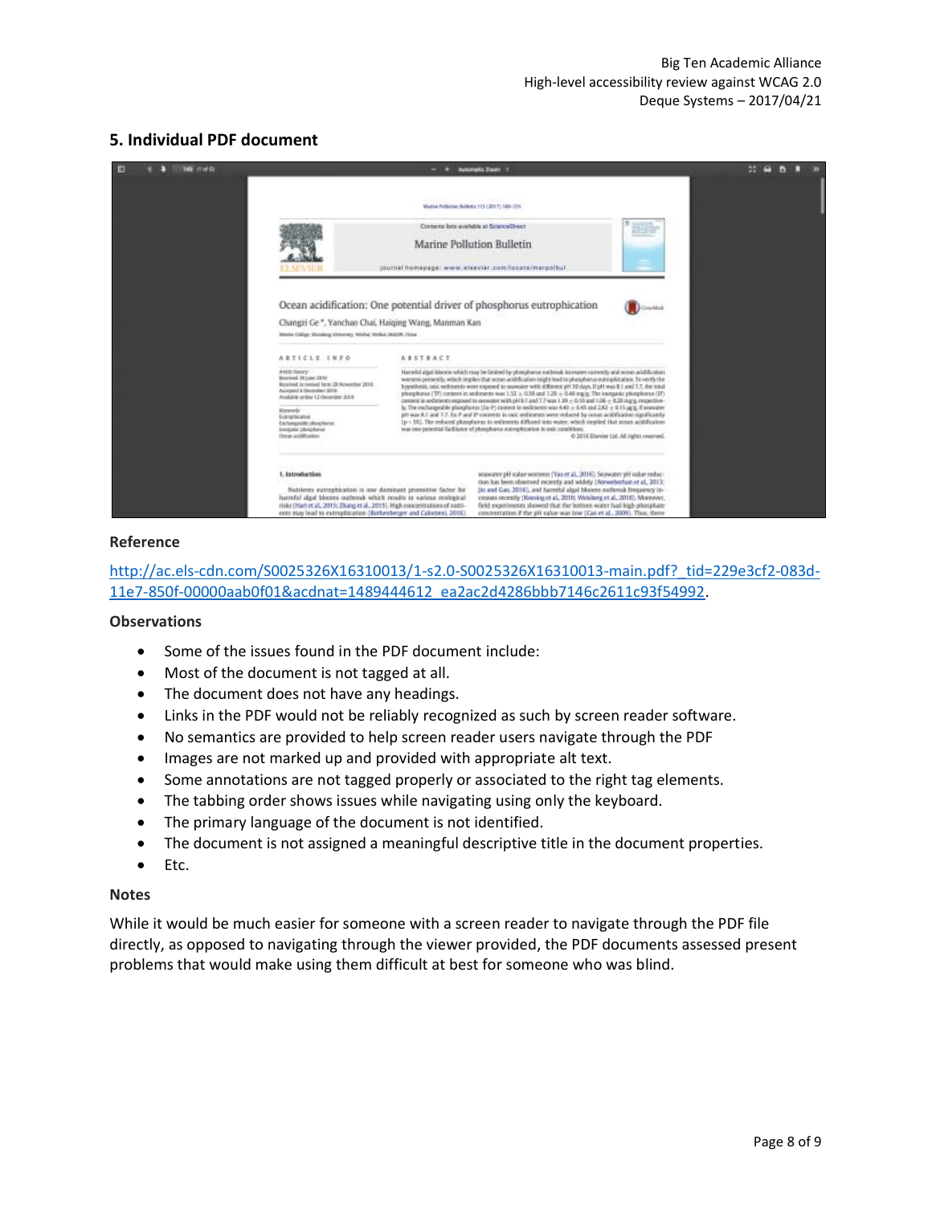## 5. Individual PDF document

**Reference**

[http://ac.els-cdn.com/S0025326X16310013/1-s2.0-S0025326X16310013-main.pdf?_tid=229e3cf2-083d-11e7-850f-00000aab0f01&acdnat=1489444612_ea2ac2d4286bbb7146c2611c93f54992](http://ac.els-cdn.com/S0025326X16310013/1-s2.0-S0025326X16310013-main.pdf?_tid=229e3cf2-083d-11e7-850f-00000aab0f01&acdnat=1489444612_ea2ac2d4286bbb7146c2611c93f54992).

**Observations**

- Some of the issues found in the PDF document include:
- Most of the document is not tagged at all.
- The document does not have any headings.
- Links in the PDF would not be reliably recognized as such by screen reader software.
- No semantics are provided to help screen reader users navigate through the PDF
- Images are not marked up and provided with appropriate alt text.
- Some annotations are not tagged properly or associated to the right tag elements.
- The tabbing order shows issues while navigating using only the keyboard.
- The primary language of the document is not identified.
- The document is not assigned a meaningful descriptive title in the document properties.
- Etc.

**Notes**

While it would be much easier for someone with a screen reader to navigate through the PDF file directly, as opposed to navigating through the viewer provided, the PDF documents assessed present problems that would make using them difficult at best for someone who was blind.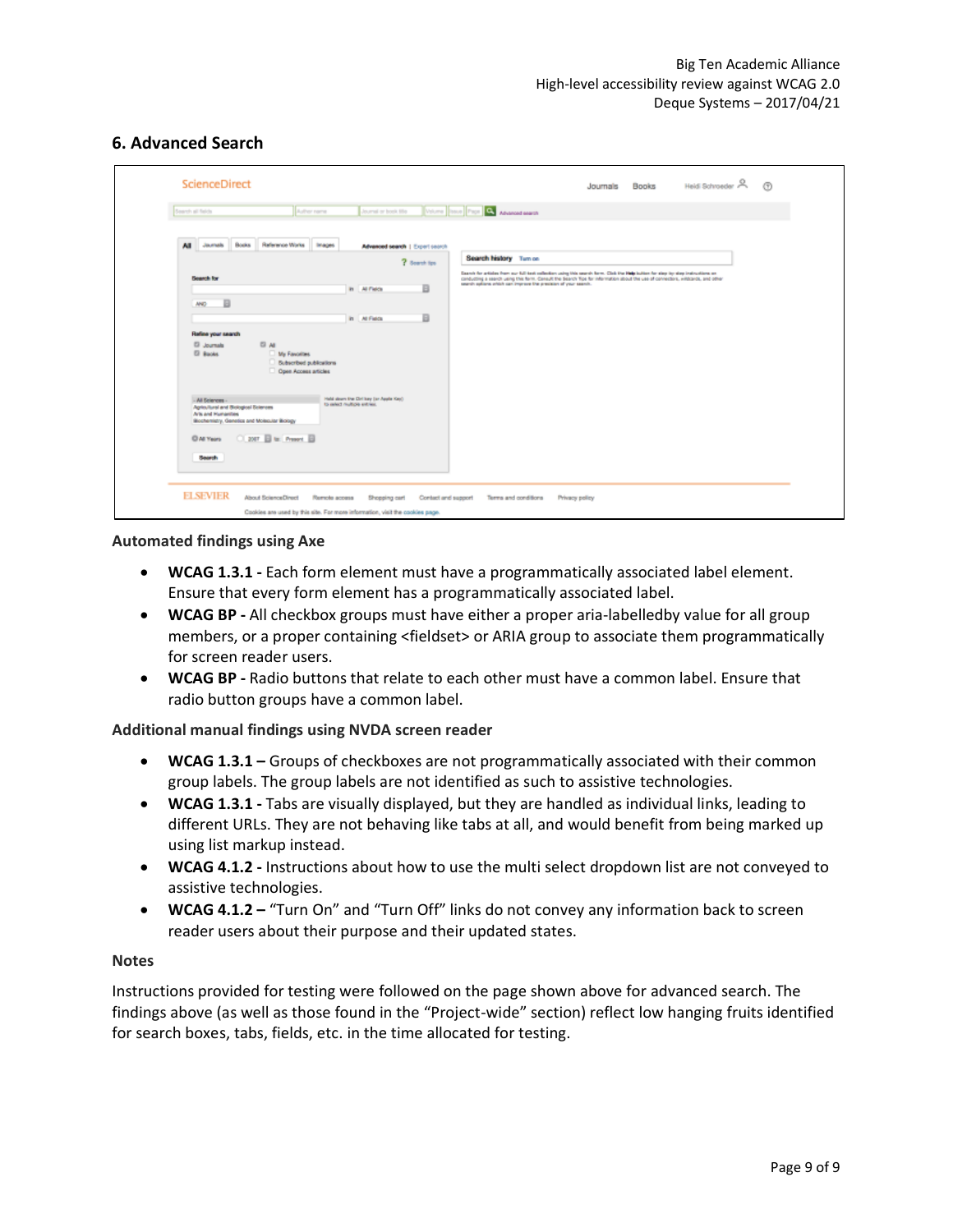## 6. Advanced Search

**Automated findings using Axe**

- **WCAG 1.3.1 -** Each form element must have a programmatically associated label element. Ensure that every form element has a programmatically associated label.
- **WCAG BP -** All checkbox groups must have either a proper aria-labelledby value for all group members, or a proper containing <fieldset> or ARIA group to associate them programmatically for screen reader users.
- **WCAG BP -** Radio buttons that relate to each other must have a common label. Ensure that radio button groups have a common label.

**Additional manual findings using NVDA screen reader**

- **WCAG 1.3.1 –** Groups of checkboxes are not programmatically associated with their common group labels. The group labels are not identified as such to assistive technologies.
- **WCAG 1.3.1 -** Tabs are visually displayed, but they are handled as individual links, leading to different URLs. They are not behaving like tabs at all, and would benefit from being marked up using list markup instead.
- **WCAG 4.1.2 -** Instructions about how to use the multi select dropdown list are not conveyed to assistive technologies.
- **WCAG 4.1.2 –** "Turn On" and "Turn Off" links do not convey any information back to screen reader users about their purpose and their updated states.

**Notes**

Instructions provided for testing were followed on the page shown above for advanced search. The findings above (as well as those found in the "Project-wide" section) reflect low hanging fruits identified for search boxes, tabs, fields, etc. in the time allocated for testing.